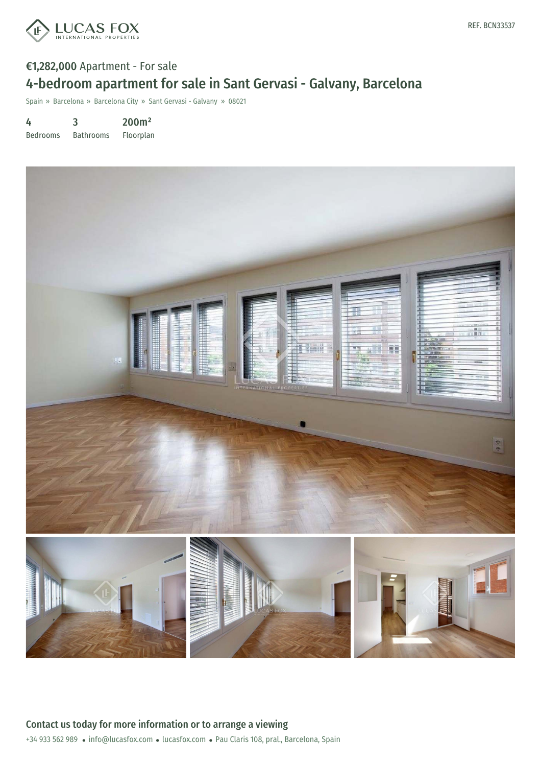REF. BCN33537

€1,282,000 Apartment - For sale

# 4-bedroom apartment for sale in Sant Gervasi - Galvany, Barcelona

Spain » Barcelona » Barcelona City » Sant Gervasi - Galvany » 08021

| 4 | 3 | 200m² |
| --- | --- | --- |
| Bedrooms | Bathrooms | Floorplan |

## Contact us today for more information or to arrange a viewing

+34 933 562 989 • info@lucasfox.com • lucasfox.com • Pau Claris 108, pral., Barcelona, Spain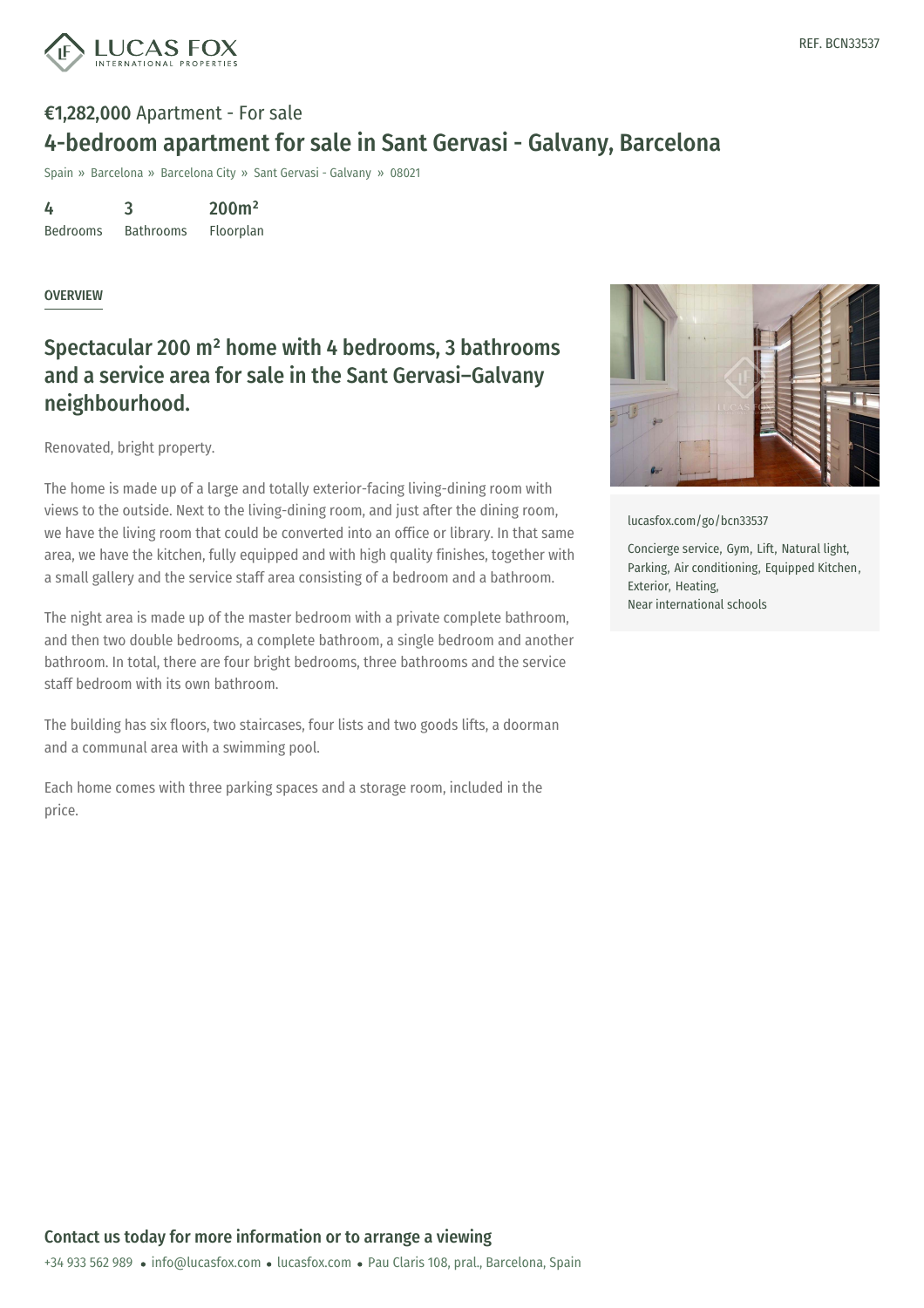REF. BCN33537

**€1,282,000** Apartment - For sale

# 4-bedroom apartment for sale in Sant Gervasi - Galvany, Barcelona

Spain » Barcelona » Barcelona City » Sant Gervasi - Galvany » 08021

| 4 | 3 | 200m² |
|---|---|---|
| Bedrooms | Bathrooms | Floorplan |

## OVERVIEW

## Spectacular 200 m² home with 4 bedrooms, 3 bathrooms and a service area for sale in the Sant Gervasi–Galvany neighbourhood.

Renovated, bright property.

The home is made up of a large and totally exterior-facing living-dining room with views to the outside. Next to the living-dining room, and just after the dining room, we have the living room that could be converted into an office or library. In that same area, we have the kitchen, fully equipped and with high quality finishes, together with a small gallery and the service staff area consisting of a bedroom and a bathroom.

The night area is made up of the master bedroom with a private complete bathroom, and then two double bedrooms, a complete bathroom, a single bedroom and another bathroom. In total, there are four bright bedrooms, three bathrooms and the service staff bedroom with its own bathroom.

The building has six floors, two staircases, four lists and two goods lifts, a doorman and a communal area with a swimming pool.

Each home comes with three parking spaces and a storage room, included in the price.

lucasfox.com/go/bcn33537

Concierge service, Gym, Lift, Natural light, Parking, Air conditioning, Equipped Kitchen, Exterior, Heating, Near international schools

## Contact us today for more information or to arrange a viewing

+34 933 562 989 • info@lucasfox.com • lucasfox.com • Pau Claris 108, pral., Barcelona, Spain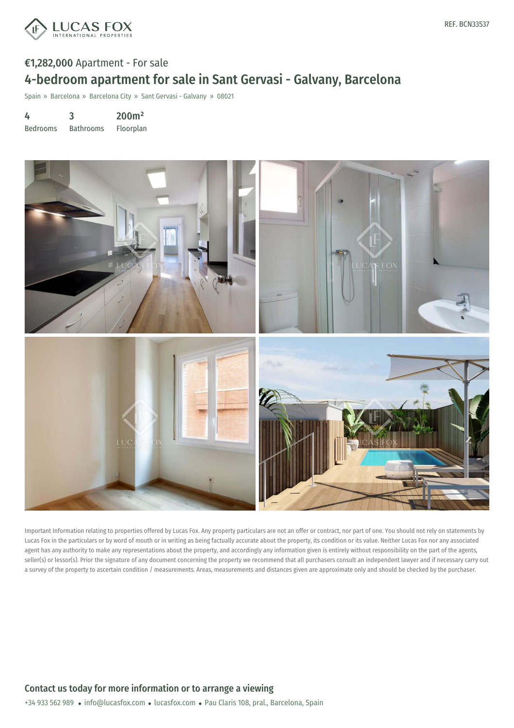REF. BCN33537

**€1,282,000** Apartment - For sale

# 4-bedroom apartment for sale in Sant Gervasi - Galvany, Barcelona

Spain » Barcelona » Barcelona City » Sant Gervasi - Galvany » 08021

| 4 | 3 | 200m² |
| --- | --- | --- |
| Bedrooms | Bathrooms | Floorplan |

Important Information relating to properties offered by Lucas Fox. Any property particulars are not an offer or contract, nor part of one. You should not rely on statements by Lucas Fox in the particulars or by word of mouth or in writing as being factually accurate about the property, its condition or its value. Neither Lucas Fox nor any associated agent has any authority to make any representations about the property, and accordingly any information given is entirely without responsibility on the part of the agents, seller(s) or lessor(s). Prior the signature of any document concerning the property we recommend that all purchasers consult an independent lawyer and if necessary carry out a survey of the property to ascertain condition / measurements. Areas, measurements and distances given are approximate only and should be checked by the purchaser.

## Contact us today for more information or to arrange a viewing

+34 933 562 989 • info@lucasfox.com • lucasfox.com • Pau Claris 108, pral., Barcelona, Spain